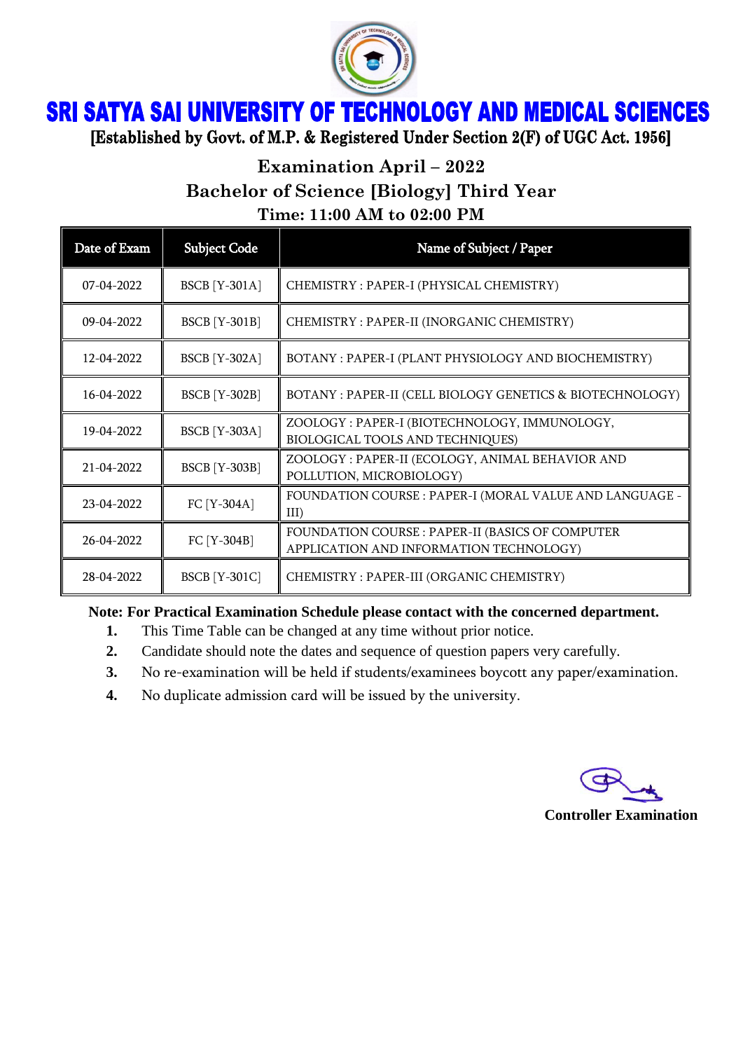# SRI SATYA SAI UNIVERSITY OF TECHNOLOGY AND MEDICAL SCIENCES

**[Established by Govt. of M.P. & Registered Under Section 2(F) of UGC Act. 1956]**

## Examination April – 2022

## Bachelor of Science [Biology] Third Year

### Time: 11:00 AM to 02:00 PM

| Date of Exam | Subject Code | Name of Subject / Paper |
|---|---|---|
| 07-04-2022 | BSCB [Y-301A] | CHEMISTRY : PAPER-I (PHYSICAL CHEMISTRY) |
| 09-04-2022 | BSCB [Y-301B] | CHEMISTRY : PAPER-II (INORGANIC CHEMISTRY) |
| 12-04-2022 | BSCB [Y-302A] | BOTANY : PAPER-I (PLANT PHYSIOLOGY AND BIOCHEMISTRY) |
| 16-04-2022 | BSCB [Y-302B] | BOTANY : PAPER-II (CELL BIOLOGY GENETICS & BIOTECHNOLOGY) |
| 19-04-2022 | BSCB [Y-303A] | ZOOLOGY : PAPER-I (BIOTECHNOLOGY, IMMUNOLOGY, BIOLOGICAL TOOLS AND TECHNIQUES) |
| 21-04-2022 | BSCB [Y-303B] | ZOOLOGY : PAPER-II (ECOLOGY, ANIMAL BEHAVIOR AND POLLUTION, MICROBIOLOGY) |
| 23-04-2022 | FC [Y-304A] | FOUNDATION COURSE : PAPER-I (MORAL VALUE AND LANGUAGE - III) |
| 26-04-2022 | FC [Y-304B] | FOUNDATION COURSE : PAPER-II (BASICS OF COMPUTER APPLICATION AND INFORMATION TECHNOLOGY) |
| 28-04-2022 | BSCB [Y-301C] | CHEMISTRY : PAPER-III (ORGANIC CHEMISTRY) |

**Note: For Practical Examination Schedule please contact with the concerned department.**

1. This Time Table can be changed at any time without prior notice.
2. Candidate should note the dates and sequence of question papers very carefully.
3. No re-examination will be held if students/examinees boycott any paper/examination.
4. No duplicate admission card will be issued by the university.

**Controller Examination**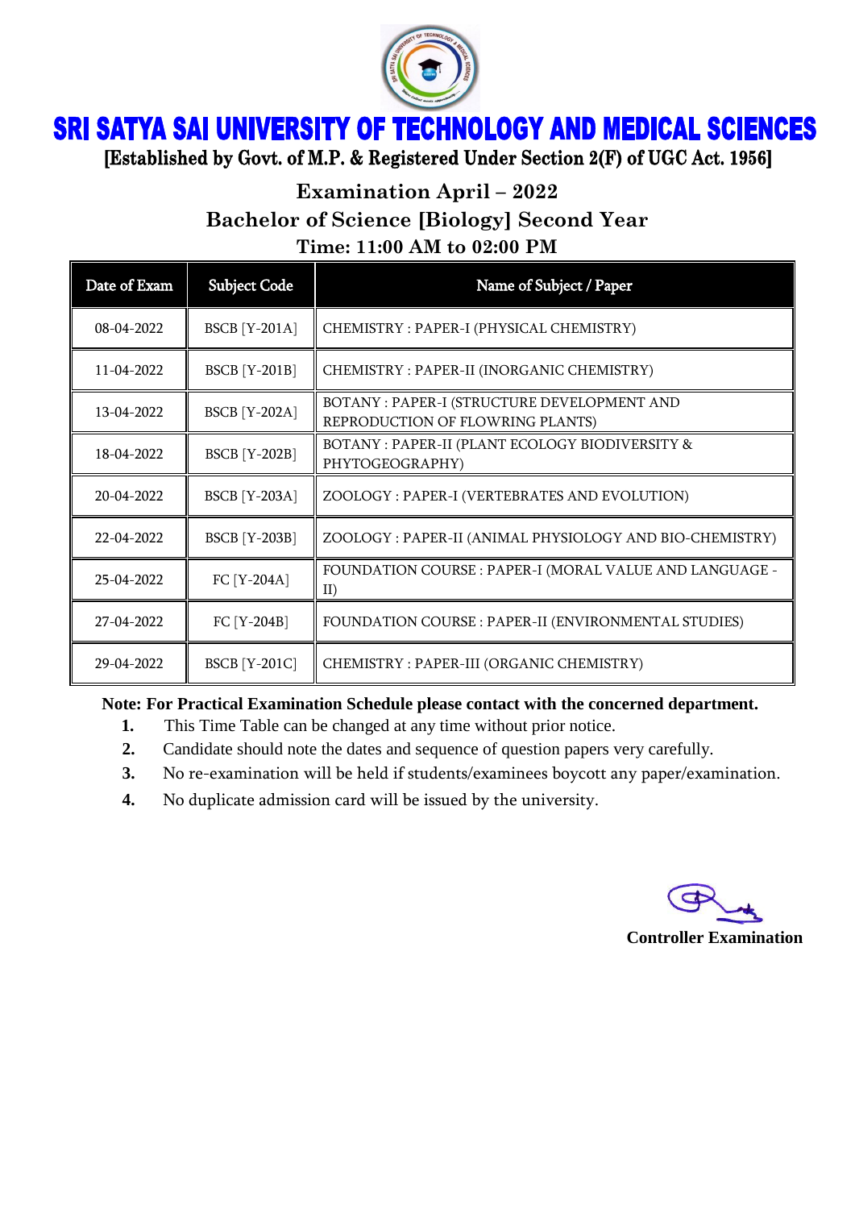# SRI SATYA SAI UNIVERSITY OF TECHNOLOGY AND MEDICAL SCIENCES

**[Established by Govt. of M.P. & Registered Under Section 2(F) of UGC Act. 1956]**

## Examination April – 2022
## Bachelor of Science [Biology] Second Year
### Time: 11:00 AM to 02:00 PM

| Date of Exam | Subject Code | Name of Subject / Paper |
|---|---|---|
| 08-04-2022 | BSCB [Y-201A] | CHEMISTRY : PAPER-I (PHYSICAL CHEMISTRY) |
| 11-04-2022 | BSCB [Y-201B] | CHEMISTRY : PAPER-II (INORGANIC CHEMISTRY) |
| 13-04-2022 | BSCB [Y-202A] | BOTANY : PAPER-I (STRUCTURE DEVELOPMENT AND REPRODUCTION OF FLOWRING PLANTS) |
| 18-04-2022 | BSCB [Y-202B] | BOTANY : PAPER-II (PLANT ECOLOGY BIODIVERSITY & PHYTOGEOGRAPHY) |
| 20-04-2022 | BSCB [Y-203A] | ZOOLOGY : PAPER-I (VERTEBRATES AND EVOLUTION) |
| 22-04-2022 | BSCB [Y-203B] | ZOOLOGY : PAPER-II (ANIMAL PHYSIOLOGY AND BIO-CHEMISTRY) |
| 25-04-2022 | FC [Y-204A] | FOUNDATION COURSE : PAPER-I (MORAL VALUE AND LANGUAGE - II) |
| 27-04-2022 | FC [Y-204B] | FOUNDATION COURSE : PAPER-II (ENVIRONMENTAL STUDIES) |
| 29-04-2022 | BSCB [Y-201C] | CHEMISTRY : PAPER-III (ORGANIC CHEMISTRY) |

**Note: For Practical Examination Schedule please contact with the concerned department.**

1. This Time Table can be changed at any time without prior notice.
2. Candidate should note the dates and sequence of question papers very carefully.
3. No re-examination will be held if students/examinees boycott any paper/examination.
4. No duplicate admission card will be issued by the university.

**Controller Examination**